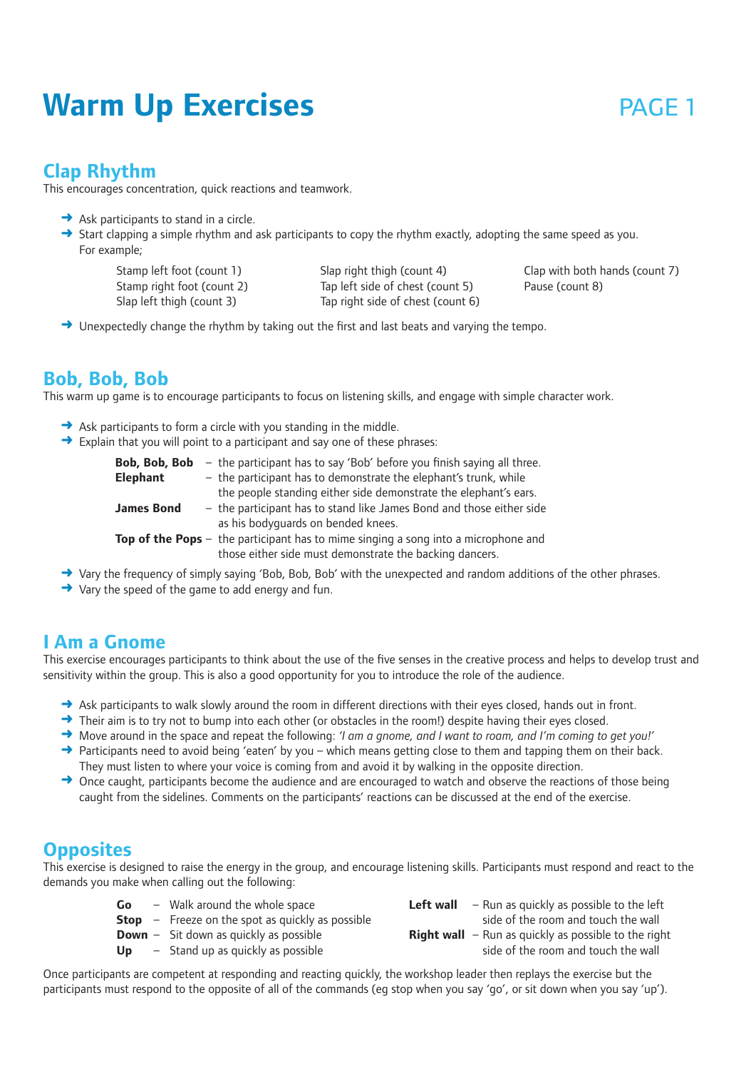# Warm Up Exercises

## Clap Rhythm

This encourages concentration, quick reactions and teamwork.

- Ask participants to stand in a circle.
- Start clapping a simple rhythm and ask participants to copy the rhythm exactly, adopting the same speed as you. For example;

  Stamp left foot (count 1)
  Stamp right foot (count 2)
  Slap left thigh (count 3)
  Slap right thigh (count 4)
  Tap left side of chest (count 5)
  Tap right side of chest (count 6)
  Clap with both hands (count 7)
  Pause (count 8)

- Unexpectedly change the rhythm by taking out the first and last beats and varying the tempo.

## Bob, Bob, Bob

This warm up game is to encourage participants to focus on listening skills, and engage with simple character work.

- Ask participants to form a circle with you standing in the middle.
- Explain that you will point to a participant and say one of these phrases:

  **Bob, Bob, Bob** – the participant has to say 'Bob' before you finish saying all three.
  **Elephant** – the participant has to demonstrate the elephant's trunk, while the people standing either side demonstrate the elephant's ears.
  **James Bond** – the participant has to stand like James Bond and those either side as his bodyguards on bended knees.
  **Top of the Pops** – the participant has to mime singing a song into a microphone and those either side must demonstrate the backing dancers.

- Vary the frequency of simply saying 'Bob, Bob, Bob' with the unexpected and random additions of the other phrases.
- Vary the speed of the game to add energy and fun.

## I Am a Gnome

This exercise encourages participants to think about the use of the five senses in the creative process and helps to develop trust and sensitivity within the group. This is also a good opportunity for you to introduce the role of the audience.

- Ask participants to walk slowly around the room in different directions with their eyes closed, hands out in front.
- Their aim is to try not to bump into each other (or obstacles in the room!) despite having their eyes closed.
- Move around in the space and repeat the following: *'I am a gnome, and I want to roam, and I'm coming to get you!'*
- Participants need to avoid being 'eaten' by you – which means getting close to them and tapping them on their back. They must listen to where your voice is coming from and avoid it by walking in the opposite direction.
- Once caught, participants become the audience and are encouraged to watch and observe the reactions of those being caught from the sidelines. Comments on the participants' reactions can be discussed at the end of the exercise.

## Opposites

This exercise is designed to raise the energy in the group, and encourage listening skills. Participants must respond and react to the demands you make when calling out the following:

**Go** – Walk around the whole space
**Stop** – Freeze on the spot as quickly as possible
**Down** – Sit down as quickly as possible
**Up** – Stand up as quickly as possible
**Left wall** – Run as quickly as possible to the left side of the room and touch the wall
**Right wall** – Run as quickly as possible to the right side of the room and touch the wall

Once participants are competent at responding and reacting quickly, the workshop leader then replays the exercise but the participants must respond to the opposite of all of the commands (eg stop when you say 'go', or sit down when you say 'up').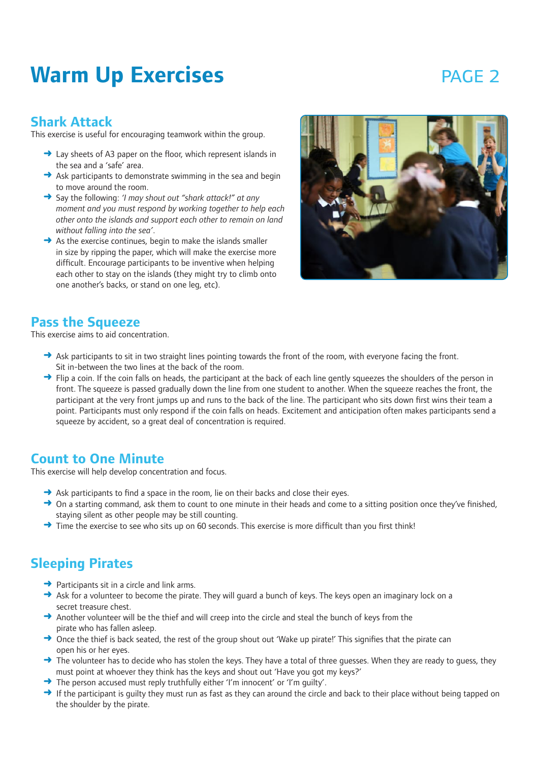# Warm Up Exercises

## Shark Attack

This exercise is useful for encouraging teamwork within the group.

- Lay sheets of A3 paper on the floor, which represent islands in the sea and a 'safe' area.
- Ask participants to demonstrate swimming in the sea and begin to move around the room.
- Say the following: *'I may shout out "shark attack!" at any moment and you must respond by working together to help each other onto the islands and support each other to remain on land without falling into the sea'*.
- As the exercise continues, begin to make the islands smaller in size by ripping the paper, which will make the exercise more difficult. Encourage participants to be inventive when helping each other to stay on the islands (they might try to climb onto one another's backs, or stand on one leg, etc).

## Pass the Squeeze

This exercise aims to aid concentration.

- Ask participants to sit in two straight lines pointing towards the front of the room, with everyone facing the front. Sit in-between the two lines at the back of the room.
- Flip a coin. If the coin falls on heads, the participant at the back of each line gently squeezes the shoulders of the person in front. The squeeze is passed gradually down the line from one student to another. When the squeeze reaches the front, the participant at the very front jumps up and runs to the back of the line. The participant who sits down first wins their team a point. Participants must only respond if the coin falls on heads. Excitement and anticipation often makes participants send a squeeze by accident, so a great deal of concentration is required.

## Count to One Minute

This exercise will help develop concentration and focus.

- Ask participants to find a space in the room, lie on their backs and close their eyes.
- On a starting command, ask them to count to one minute in their heads and come to a sitting position once they've finished, staying silent as other people may be still counting.
- Time the exercise to see who sits up on 60 seconds. This exercise is more difficult than you first think!

## Sleeping Pirates

- Participants sit in a circle and link arms.
- Ask for a volunteer to become the pirate. They will guard a bunch of keys. The keys open an imaginary lock on a secret treasure chest.
- Another volunteer will be the thief and will creep into the circle and steal the bunch of keys from the pirate who has fallen asleep.
- Once the thief is back seated, the rest of the group shout out 'Wake up pirate!' This signifies that the pirate can open his or her eyes.
- The volunteer has to decide who has stolen the keys. They have a total of three guesses. When they are ready to guess, they must point at whoever they think has the keys and shout out 'Have you got my keys?'
- The person accused must reply truthfully either 'I'm innocent' or 'I'm guilty'.
- If the participant is guilty they must run as fast as they can around the circle and back to their place without being tapped on the shoulder by the pirate.